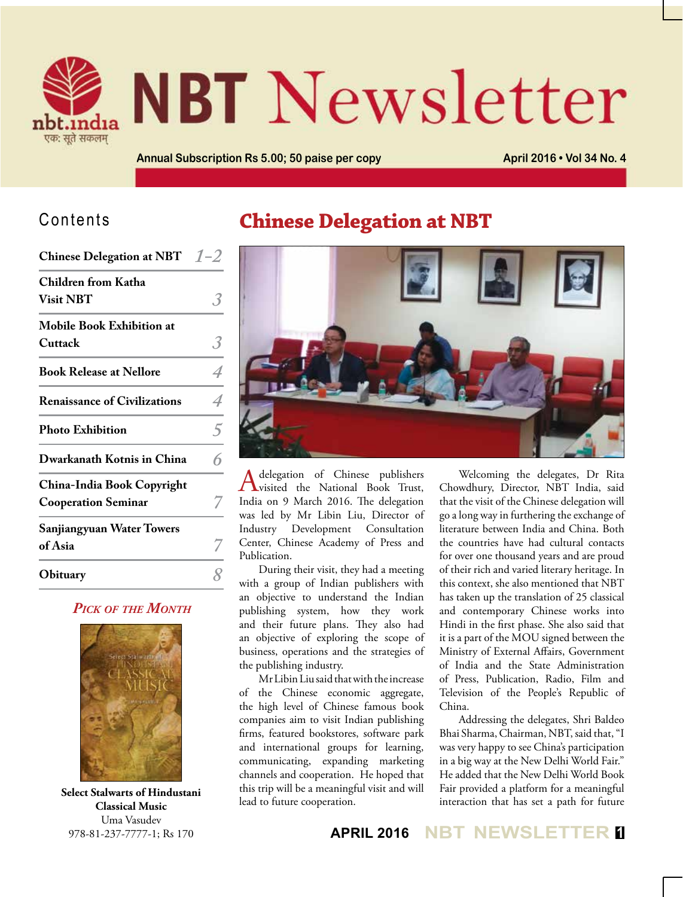# NBT Newsletter

Annual Subscription Rs 5.00; 50 paise per copy

April 2016 • Vol 34 No. 4

## Contents

| | |
|---|---|
| Chinese Delegation at NBT | 1–2 |
| Children from Katha Visit NBT | 3 |
| Mobile Book Exhibition at Cuttack | 3 |
| Book Release at Nellore | 4 |
| Renaissance of Civilizations | 4 |
| Photo Exhibition | 5 |
| Dwarkanath Kotnis in China | 6 |
| China-India Book Copyright Cooperation Seminar | 7 |
| Sanjiangyuan Water Towers of Asia | 7 |
| Obituary | 8 |

### *Pick of the Month*

**Select Stalwarts of Hindustani Classical Music**
Uma Vasudev
978-81-237-7777-1; Rs 170

# Chinese Delegation at NBT

A delegation of Chinese publishers visited the National Book Trust, India on 9 March 2016. The delegation was led by Mr Libin Liu, Director of Industry Development Consultation Center, Chinese Academy of Press and Publication.

During their visit, they had a meeting with a group of Indian publishers with an objective to understand the Indian publishing system, how they work and their future plans. They also had an objective of exploring the scope of business, operations and the strategies of the publishing industry.

Mr Libin Liu said that with the increase of the Chinese economic aggregate, the high level of Chinese famous book companies aim to visit Indian publishing firms, featured bookstores, software park and international groups for learning, communicating, expanding marketing channels and cooperation. He hoped that this trip will be a meaningful visit and will lead to future cooperation.

Welcoming the delegates, Dr Rita Chowdhury, Director, NBT India, said that the visit of the Chinese delegation will go a long way in furthering the exchange of literature between India and China. Both the countries have had cultural contacts for over one thousand years and are proud of their rich and varied literary heritage. In this context, she also mentioned that NBT has taken up the translation of 25 classical and contemporary Chinese works into Hindi in the first phase. She also said that it is a part of the MOU signed between the Ministry of External Affairs, Government of India and the State Administration of Press, Publication, Radio, Film and Television of the People's Republic of China.

Addressing the delegates, Shri Baldeo Bhai Sharma, Chairman, NBT, said that, "I was very happy to see China's participation in a big way at the New Delhi World Fair." He added that the New Delhi World Book Fair provided a platform for a meaningful interaction that has set a path for future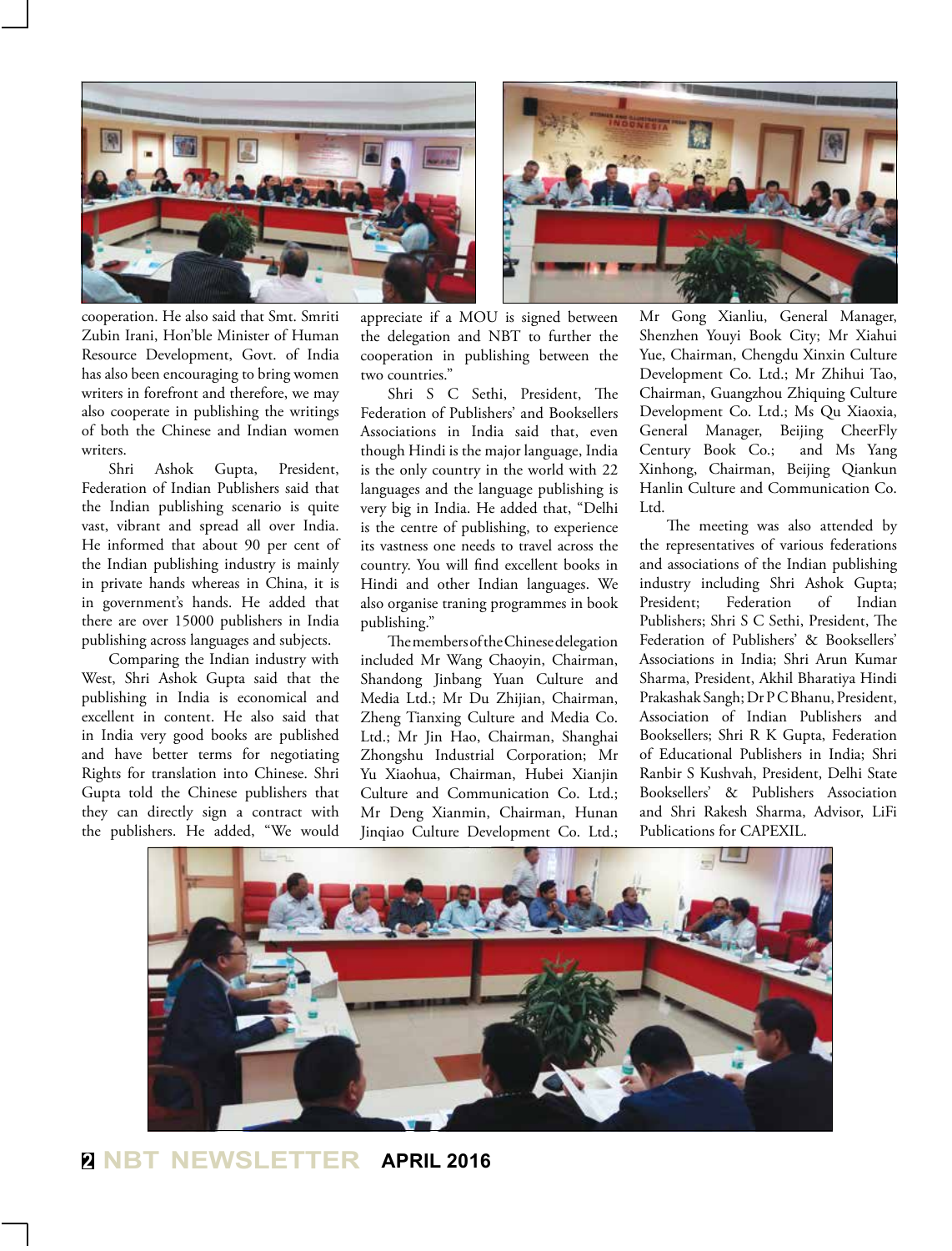cooperation. He also said that Smt. Smriti Zubin Irani, Hon'ble Minister of Human Resource Development, Govt. of India has also been encouraging to bring women writers in forefront and therefore, we may also cooperate in publishing the writings of both the Chinese and Indian women writers.

Shri Ashok Gupta, President, Federation of Indian Publishers said that the Indian publishing scenario is quite vast, vibrant and spread all over India. He informed that about 90 per cent of the Indian publishing industry is mainly in private hands whereas in China, it is in government's hands. He added that there are over 15000 publishers in India publishing across languages and subjects.

Comparing the Indian industry with West, Shri Ashok Gupta said that the publishing in India is economical and excellent in content. He also said that in India very good books are published and have better terms for negotiating Rights for translation into Chinese. Shri Gupta told the Chinese publishers that they can directly sign a contract with the publishers. He added, "We would appreciate if a MOU is signed between the delegation and NBT to further the cooperation in publishing between the two countries."

Shri S C Sethi, President, The Federation of Publishers' and Booksellers Associations in India said that, even though Hindi is the major language, India is the only country in the world with 22 languages and the language publishing is very big in India. He added that, "Delhi is the centre of publishing, to experience its vastness one needs to travel across the country. You will find excellent books in Hindi and other Indian languages. We also organise traning programmes in book publishing."

The members of the Chinese delegation included Mr Wang Chaoyin, Chairman, Shandong Jinbang Yuan Culture and Media Ltd.; Mr Du Zhijian, Chairman, Zheng Tianxing Culture and Media Co. Ltd.; Mr Jin Hao, Chairman, Shanghai Zhongshu Industrial Corporation; Mr Yu Xiaohua, Chairman, Hubei Xianjin Culture and Communication Co. Ltd.; Mr Deng Xianmin, Chairman, Hunan Jinqiao Culture Development Co. Ltd.; Mr Gong Xianliu, General Manager, Shenzhen Youyi Book City; Mr Xiahui Yue, Chairman, Chengdu Xinxin Culture Development Co. Ltd.; Mr Zhihui Tao, Chairman, Guangzhou Zhiquing Culture Development Co. Ltd.; Ms Qu Xiaoxia, General Manager, Beijing CheerFly Century Book Co.; and Ms Yang Xinhong, Chairman, Beijing Qiankun Hanlin Culture and Communication Co. Ltd.

The meeting was also attended by the representatives of various federations and associations of the Indian publishing industry including Shri Ashok Gupta; President; Federation of Indian Publishers; Shri S C Sethi, President, The Federation of Publishers' & Booksellers' Associations in India; Shri Arun Kumar Sharma, President, Akhil Bharatiya Hindi Prakashak Sangh; Dr P C Bhanu, President, Association of Indian Publishers and Booksellers; Shri R K Gupta, Federation of Educational Publishers in India; Shri Ranbir S Kushvah, President, Delhi State Booksellers' & Publishers Association and Shri Rakesh Sharma, Advisor, LiFi Publications for CAPEXIL.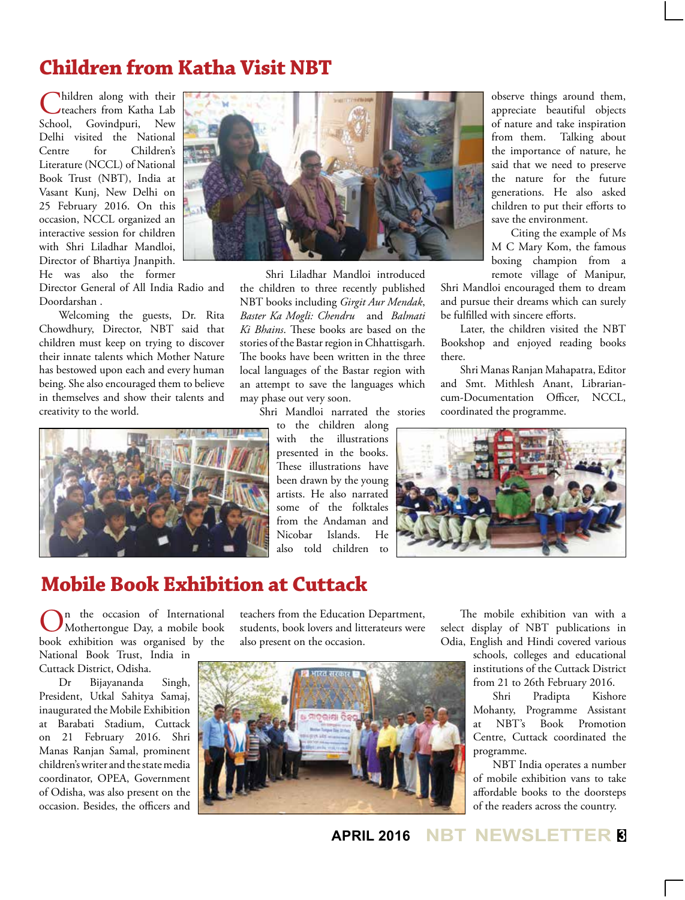## Children from Katha Visit NBT

Children along with their teachers from Katha Lab School, Govindpuri, New Delhi visited the National Centre for Children's Literature (NCCL) of National Book Trust (NBT), India at Vasant Kunj, New Delhi on 25 February 2016. On this occasion, NCCL organized an interactive session for children with Shri Liladhar Mandloi, Director of Bhartiya Jnanpith. He was also the former Director General of All India Radio and Doordarshan .

Welcoming the guests, Dr. Rita Chowdhury, Director, NBT said that children must keep on trying to discover their innate talents which Mother Nature has bestowed upon each and every human being. She also encouraged them to believe in themselves and show their talents and creativity to the world.

Shri Liladhar Mandloi introduced the children to three recently published NBT books including *Girgit Aur Mendak*, *Baster Ka Mogli: Chendru* and *Balmati Ki Bhains*. These books are based on the stories of the Bastar region in Chhattisgarh. The books have been written in the three local languages of the Bastar region with an attempt to save the languages which may phase out very soon.

Shri Mandloi narrated the stories to the children along with the illustrations presented in the books. These illustrations have been drawn by the young artists. He also narrated some of the folktales from the Andaman and Nicobar Islands. He also told children to observe things around them, appreciate beautiful objects of nature and take inspiration from them. Talking about the importance of nature, he said that we need to preserve the nature for the future generations. He also asked children to put their efforts to save the environment.

Citing the example of Ms M C Mary Kom, the famous boxing champion from a remote village of Manipur, Shri Mandloi encouraged them to dream and pursue their dreams which can surely be fulfilled with sincere efforts.

Later, the children visited the NBT Bookshop and enjoyed reading books there.

Shri Manas Ranjan Mahapatra, Editor and Smt. Mithlesh Anant, Librarian-cum-Documentation Officer, NCCL, coordinated the programme.

## Mobile Book Exhibition at Cuttack

On the occasion of International Mothertongue Day, a mobile book book exhibition was organised by the National Book Trust, India in Cuttack District, Odisha.

Dr Bijayananda Singh, President, Utkal Sahitya Samaj, inaugurated the Mobile Exhibition at Barabati Stadium, Cuttack on 21 February 2016. Shri Manas Ranjan Samal, prominent children's writer and the state media coordinator, OPEA, Government of Odisha, was also present on the occasion. Besides, the officers and teachers from the Education Department, students, book lovers and litterateurs were also present on the occasion.

The mobile exhibition van with a select display of NBT publications in Odia, English and Hindi covered various schools, colleges and educational institutions of the Cuttack District from 21 to 26th February 2016.

Shri Pradipta Kishore Mohanty, Programme Assistant at NBT's Book Promotion Centre, Cuttack coordinated the programme.

NBT India operates a number of mobile exhibition vans to take affordable books to the doorsteps of the readers across the country.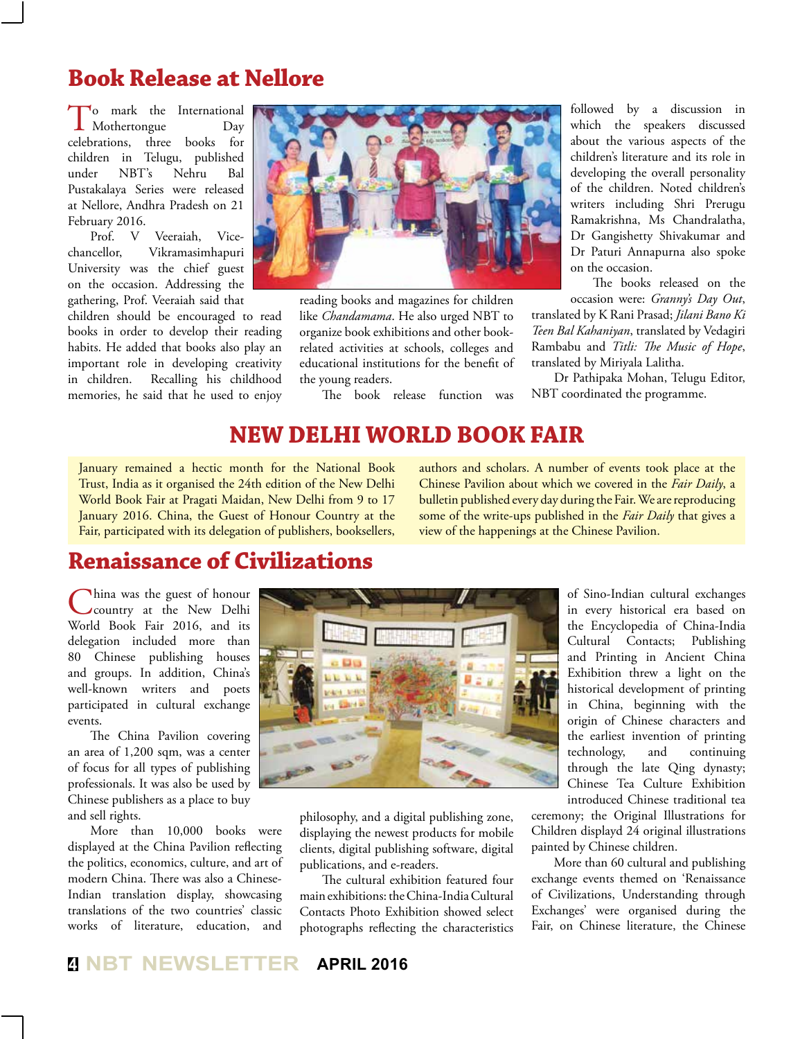## Book Release at Nellore

To mark the International Mothertongue Day celebrations, three books for children in Telugu, published under NBT's Nehru Bal Pustakalaya Series were released at Nellore, Andhra Pradesh on 21 February 2016.

Prof. V Veeraiah, Vice-chancellor, Vikramasimhapuri University was the chief guest on the occasion. Addressing the gathering, Prof. Veeraiah said that children should be encouraged to read books in order to develop their reading habits. He added that books also play an important role in developing creativity in children. Recalling his childhood memories, he said that he used to enjoy reading books and magazines for children like *Chandamama*. He also urged NBT to organize book exhibitions and other book-related activities at schools, colleges and educational institutions for the benefit of the young readers.

The book release function was followed by a discussion in which the speakers discussed about the various aspects of the children's literature and its role in developing the overall personality of the children. Noted children's writers including Shri Prerugu Ramakrishna, Ms Chandralatha, Dr Gangishetty Shivakumar and Dr Paturi Annapurna also spoke on the occasion.

The books released on the occasion were: *Granny's Day Out*, translated by K Rani Prasad; *Jilani Bano Ki Teen Bal Kahaniyan*, translated by Vedagiri Rambabu and *Titli: The Music of Hope*, translated by Miriyala Lalitha.

Dr Pathipaka Mohan, Telugu Editor, NBT coordinated the programme.

# NEW DELHI WORLD BOOK FAIR

January remained a hectic month for the National Book Trust, India as it organised the 24th edition of the New Delhi World Book Fair at Pragati Maidan, New Delhi from 9 to 17 January 2016. China, the Guest of Honour Country at the Fair, participated with its delegation of publishers, booksellers, authors and scholars. A number of events took place at the Chinese Pavilion about which we covered in the *Fair Daily*, a bulletin published every day during the Fair. We are reproducing some of the write-ups published in the *Fair Daily* that gives a view of the happenings at the Chinese Pavilion.

## Renaissance of Civilizations

China was the guest of honour country at the New Delhi World Book Fair 2016, and its delegation included more than 80 Chinese publishing houses and groups. In addition, China's well-known writers and poets participated in cultural exchange events.

The China Pavilion covering an area of 1,200 sqm, was a center of focus for all types of publishing professionals. It was also be used by Chinese publishers as a place to buy and sell rights.

More than 10,000 books were displayed at the China Pavilion reflecting the politics, economics, culture, and art of modern China. There was also a Chinese-Indian translation display, showcasing translations of the two countries' classic works of literature, education, and philosophy, and a digital publishing zone, displaying the newest products for mobile clients, digital publishing software, digital publications, and e-readers.

The cultural exhibition featured four main exhibitions: the China-India Cultural Contacts Photo Exhibition showed select photographs reflecting the characteristics of Sino-Indian cultural exchanges in every historical era based on the Encyclopedia of China-India Cultural Contacts; Publishing and Printing in Ancient China Exhibition threw a light on the historical development of printing in China, beginning with the origin of Chinese characters and the earliest invention of printing technology, and continuing through the late Qing dynasty; Chinese Tea Culture Exhibition introduced Chinese traditional tea ceremony; the Original Illustrations for Children displayd 24 original illustrations painted by Chinese children.

More than 60 cultural and publishing exchange events themed on 'Renaissance of Civilizations, Understanding through Exchanges' were organised during the Fair, on Chinese literature, the Chinese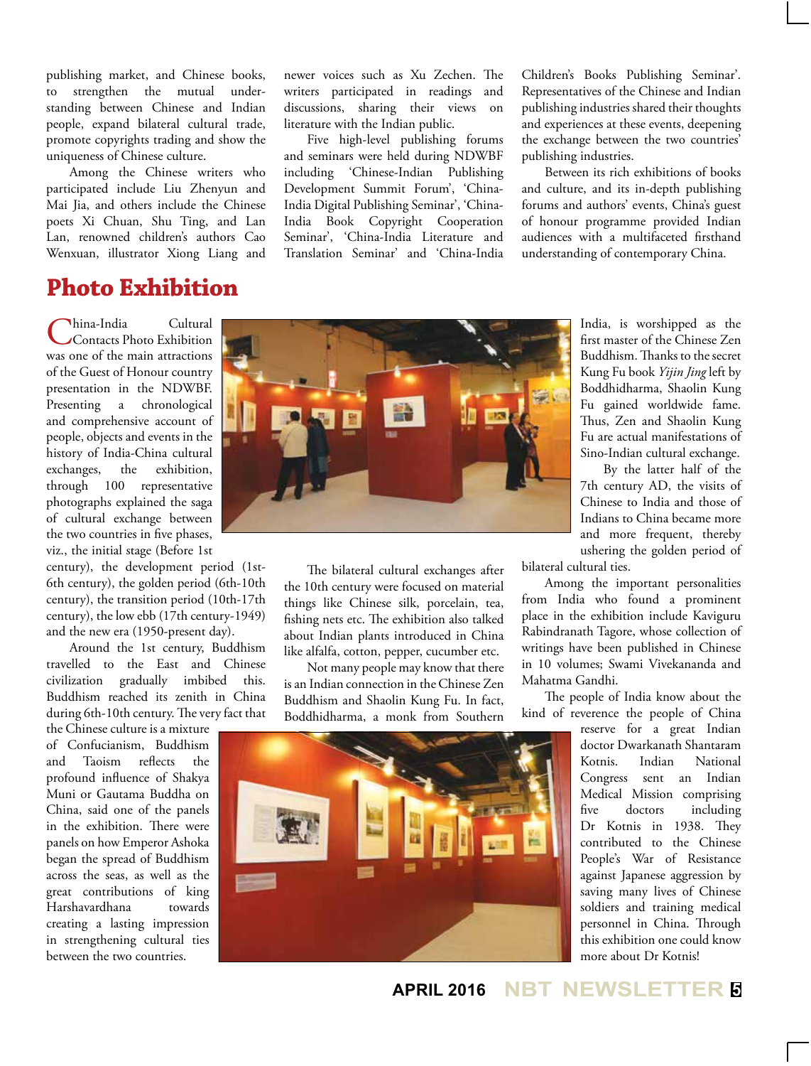publishing market, and Chinese books, to strengthen the mutual understanding between Chinese and Indian people, expand bilateral cultural trade, promote copyrights trading and show the uniqueness of Chinese culture.

Among the Chinese writers who participated include Liu Zhenyun and Mai Jia, and others include the Chinese poets Xi Chuan, Shu Ting, and Lan Lan, renowned children's authors Cao Wenxuan, illustrator Xiong Liang and newer voices such as Xu Zechen. The writers participated in readings and discussions, sharing their views on literature with the Indian public.

Five high-level publishing forums and seminars were held during NDWBF including 'Chinese-Indian Publishing Development Summit Forum', 'China-India Digital Publishing Seminar', 'China-India Book Copyright Cooperation Seminar', 'China-India Literature and Translation Seminar' and 'China-India Children's Books Publishing Seminar'. Representatives of the Chinese and Indian publishing industries shared their thoughts and experiences at these events, deepening the exchange between the two countries' publishing industries.

Between its rich exhibitions of books and culture, and its in-depth publishing forums and authors' events, China's guest of honour programme provided Indian audiences with a multifaceted firsthand understanding of contemporary China.

## Photo Exhibition

China-India Cultural Contacts Photo Exhibition was one of the main attractions of the Guest of Honour country presentation in the NDWBF. Presenting a chronological and comprehensive account of people, objects and events in the history of India-China cultural exchanges, the exhibition, through 100 representative photographs explained the saga of cultural exchange between the two countries in five phases, viz., the initial stage (Before 1st century), the development period (1st-6th century), the golden period (6th-10th century), the transition period (10th-17th century), the low ebb (17th century-1949) and the new era (1950-present day).

Around the 1st century, Buddhism travelled to the East and Chinese civilization gradually imbibed this. Buddhism reached its zenith in China during 6th-10th century. The very fact that the Chinese culture is a mixture of Confucianism, Buddhism and Taoism reflects the profound influence of Shakya Muni or Gautama Buddha on China, said one of the panels in the exhibition. There were panels on how Emperor Ashoka began the spread of Buddhism across the seas, as well as the great contributions of king Harshavardhana towards creating a lasting impression in strengthening cultural ties between the two countries.

The bilateral cultural exchanges after the 10th century were focused on material things like Chinese silk, porcelain, tea, fishing nets etc. The exhibition also talked about Indian plants introduced in China like alfalfa, cotton, pepper, cucumber etc.

Not many people may know that there is an Indian connection in the Chinese Zen Buddhism and Shaolin Kung Fu. In fact, Boddhidharma, a monk from Southern India, is worshipped as the first master of the Chinese Zen Buddhism. Thanks to the secret Kung Fu book *Yijin Jing* left by Boddhidharma, Shaolin Kung Fu gained worldwide fame. Thus, Zen and Shaolin Kung Fu are actual manifestations of Sino-Indian cultural exchange.

By the latter half of the 7th century AD, the visits of Chinese to India and those of Indians to China became more and more frequent, thereby ushering the golden period of bilateral cultural ties.

Among the important personalities from India who found a prominent place in the exhibition include Kaviguru Rabindranath Tagore, whose collection of writings have been published in Chinese in 10 volumes; Swami Vivekananda and Mahatma Gandhi.

The people of India know about the kind of reverence the people of China reserve for a great Indian doctor Dwarkanath Shantaram Kotnis. Indian National Congress sent an Indian Medical Mission comprising five doctors including Dr Kotnis in 1938. They contributed to the Chinese People's War of Resistance against Japanese aggression by saving many lives of Chinese soldiers and training medical personnel in China. Through this exhibition one could know more about Dr Kotnis!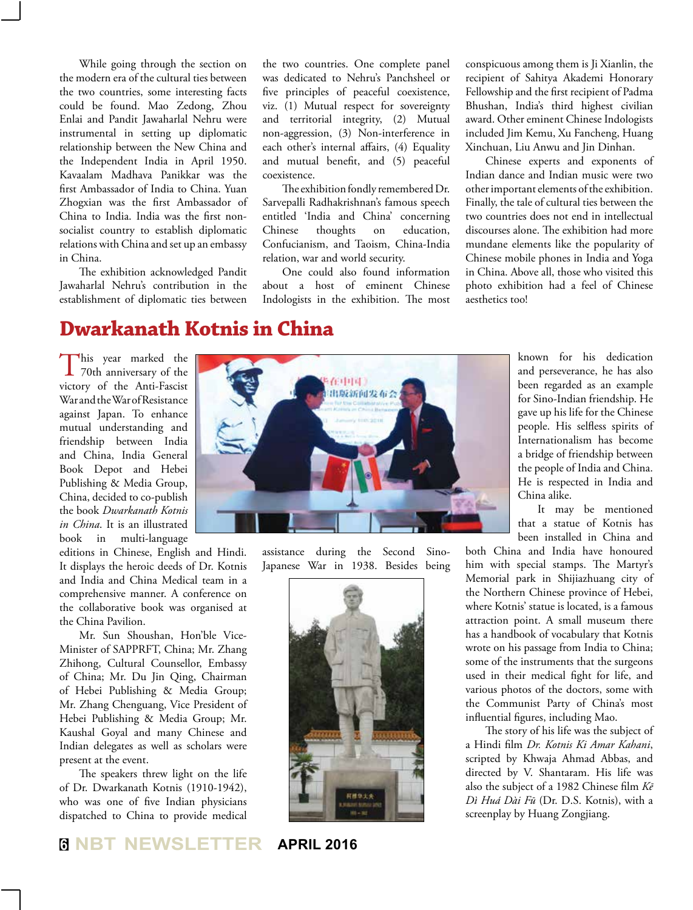While going through the section on the modern era of the cultural ties between the two countries, some interesting facts could be found. Mao Zedong, Zhou Enlai and Pandit Jawaharlal Nehru were instrumental in setting up diplomatic relationship between the New China and the Independent India in April 1950. Kavaalam Madhava Panikkar was the first Ambassador of India to China. Yuan Zhogxian was the first Ambassador of China to India. India was the first non-socialist country to establish diplomatic relations with China and set up an embassy in China.

The exhibition acknowledged Pandit Jawaharlal Nehru's contribution in the establishment of diplomatic ties between the two countries. One complete panel was dedicated to Nehru's Panchsheel or five principles of peaceful coexistence, viz. (1) Mutual respect for sovereignty and territorial integrity, (2) Mutual non-aggression, (3) Non-interference in each other's internal affairs, (4) Equality and mutual benefit, and (5) peaceful coexistence.

The exhibition fondly remembered Dr. Sarvepalli Radhakrishnan's famous speech entitled 'India and China' concerning Chinese thoughts on education, Confucianism, and Taoism, China-India relation, war and world security.

One could also found information about a host of eminent Chinese Indologists in the exhibition. The most conspicuous among them is Ji Xianlin, the recipient of Sahitya Akademi Honorary Fellowship and the first recipient of Padma Bhushan, India's third highest civilian award. Other eminent Chinese Indologists included Jim Kemu, Xu Fancheng, Huang Xinchuan, Liu Anwu and Jin Dinhan.

Chinese experts and exponents of Indian dance and Indian music were two other important elements of the exhibition. Finally, the tale of cultural ties between the two countries does not end in intellectual discourses alone. The exhibition had more mundane elements like the popularity of Chinese mobile phones in India and Yoga in China. Above all, those who visited this photo exhibition had a feel of Chinese aesthetics too!

## Dwarkanath Kotnis in China

This year marked the 70th anniversary of the victory of the Anti-Fascist War and the War of Resistance against Japan. To enhance mutual understanding and friendship between India and China, India General Book Depot and Hebei Publishing & Media Group, China, decided to co-publish the book *Dwarkanath Kotnis in China*. It is an illustrated book in multi-language editions in Chinese, English and Hindi. It displays the heroic deeds of Dr. Kotnis and India and China Medical team in a comprehensive manner. A conference on the collaborative book was organised at the China Pavilion.

Mr. Sun Shoushan, Hon'ble Vice-Minister of SAPPRFT, China; Mr. Zhang Zhihong, Cultural Counsellor, Embassy of China; Mr. Du Jin Qing, Chairman of Hebei Publishing & Media Group; Mr. Zhang Chenguang, Vice President of Hebei Publishing & Media Group; Mr. Kaushal Goyal and many Chinese and Indian delegates as well as scholars were present at the event.

The speakers threw light on the life of Dr. Dwarkanath Kotnis (1910-1942), who was one of five Indian physicians dispatched to China to provide medical assistance during the Second Sino-Japanese War in 1938. Besides being known for his dedication and perseverance, he has also been regarded as an example for Sino-Indian friendship. He gave up his life for the Chinese people. His selfless spirits of Internationalism has become a bridge of friendship between the people of India and China. He is respected in India and China alike.

It may be mentioned that a statue of Kotnis has been installed in China and both China and India have honoured him with special stamps. The Martyr's Memorial park in Shijiazhuang city of the Northern Chinese province of Hebei, where Kotnis' statue is located, is a famous attraction point. A small museum there has a handbook of vocabulary that Kotnis wrote on his passage from India to China; some of the instruments that the surgeons used in their medical fight for life, and various photos of the doctors, some with the Communist Party of China's most influential figures, including Mao.

The story of his life was the subject of a Hindi film *Dr. Kotnis Ki Amar Kahani*, scripted by Khwaja Ahmad Abbas, and directed by V. Shantaram. His life was also the subject of a 1982 Chinese film *Kē Dì Huá Dài Fū* (Dr. D.S. Kotnis), with a screenplay by Huang Zongjiang.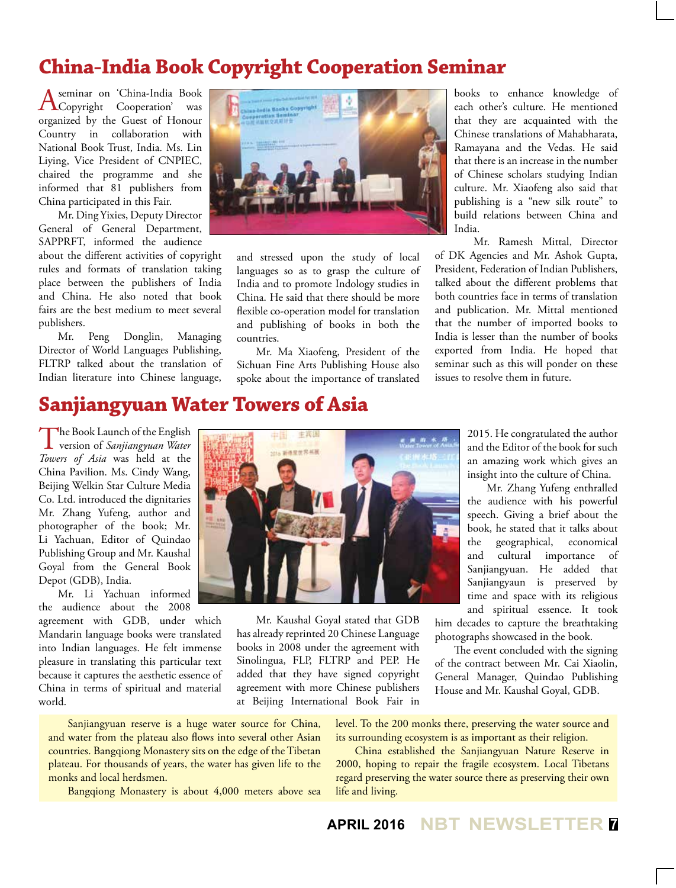## China-India Book Copyright Cooperation Seminar

A seminar on 'China-India Book Copyright Cooperation' was organized by the Guest of Honour Country in collaboration with National Book Trust, India. Ms. Lin Liying, Vice President of CNPIEC, chaired the programme and she informed that 81 publishers from China participated in this Fair.

Mr. Ding Yixies, Deputy Director General of General Department, SAPPRFT, informed the audience about the different activities of copyright rules and formats of translation taking place between the publishers of India and China. He also noted that book fairs are the best medium to meet several publishers.

Mr. Peng Donglin, Managing Director of World Languages Publishing, FLTRP talked about the translation of Indian literature into Chinese language, and stressed upon the study of local languages so as to grasp the culture of India and to promote Indology studies in China. He said that there should be more flexible co-operation model for translation and publishing of books in both the countries.

Mr. Ma Xiaofeng, President of the Sichuan Fine Arts Publishing House also spoke about the importance of translated books to enhance knowledge of each other's culture. He mentioned that they are acquainted with the Chinese translations of Mahabharata, Ramayana and the Vedas. He said that there is an increase in the number of Chinese scholars studying Indian culture. Mr. Xiaofeng also said that publishing is a "new silk route" to build relations between China and India.

Mr. Ramesh Mittal, Director of DK Agencies and Mr. Ashok Gupta, President, Federation of Indian Publishers, talked about the different problems that both countries face in terms of translation and publication. Mr. Mittal mentioned that the number of imported books to India is lesser than the number of books exported from India. He hoped that seminar such as this will ponder on these issues to resolve them in future.

## Sanjiangyuan Water Towers of Asia

The Book Launch of the English version of *Sanjiangyuan Water Towers of Asia* was held at the China Pavilion. Ms. Cindy Wang, Beijing Welkin Star Culture Media Co. Ltd. introduced the dignitaries Mr. Zhang Yufeng, author and photographer of the book; Mr. Li Yachuan, Editor of Quindao Publishing Group and Mr. Kaushal Goyal from the General Book Depot (GDB), India.

Mr. Li Yachuan informed the audience about the 2008 agreement with GDB, under which Mandarin language books were translated into Indian languages. He felt immense pleasure in translating this particular text because it captures the aesthetic essence of China in terms of spiritual and material world.

Mr. Kaushal Goyal stated that GDB has already reprinted 20 Chinese Language books in 2008 under the agreement with Sinolingua, FLP, FLTRP and PEP. He added that they have signed copyright agreement with more Chinese publishers at Beijing International Book Fair in 2015. He congratulated the author and the Editor of the book for such an amazing work which gives an insight into the culture of China.

Mr. Zhang Yufeng enthralled the audience with his powerful speech. Giving a brief about the book, he stated that it talks about the geographical, economical and cultural importance of Sanjiangyuan. He added that Sanjiangyaun is preserved by time and space with its religious and spiritual essence. It took him decades to capture the breathtaking photographs showcased in the book.

The event concluded with the signing of the contract between Mr. Cai Xiaolin, General Manager, Quindao Publishing House and Mr. Kaushal Goyal, GDB.

Sanjiangyuan reserve is a huge water source for China, and water from the plateau also flows into several other Asian countries. Bangqiong Monastery sits on the edge of the Tibetan plateau. For thousands of years, the water has given life to the monks and local herdsmen.

Bangqiong Monastery is about 4,000 meters above sea level. To the 200 monks there, preserving the water source and its surrounding ecosystem is as important as their religion.

China established the Sanjiangyuan Nature Reserve in 2000, hoping to repair the fragile ecosystem. Local Tibetans regard preserving the water source there as preserving their own life and living.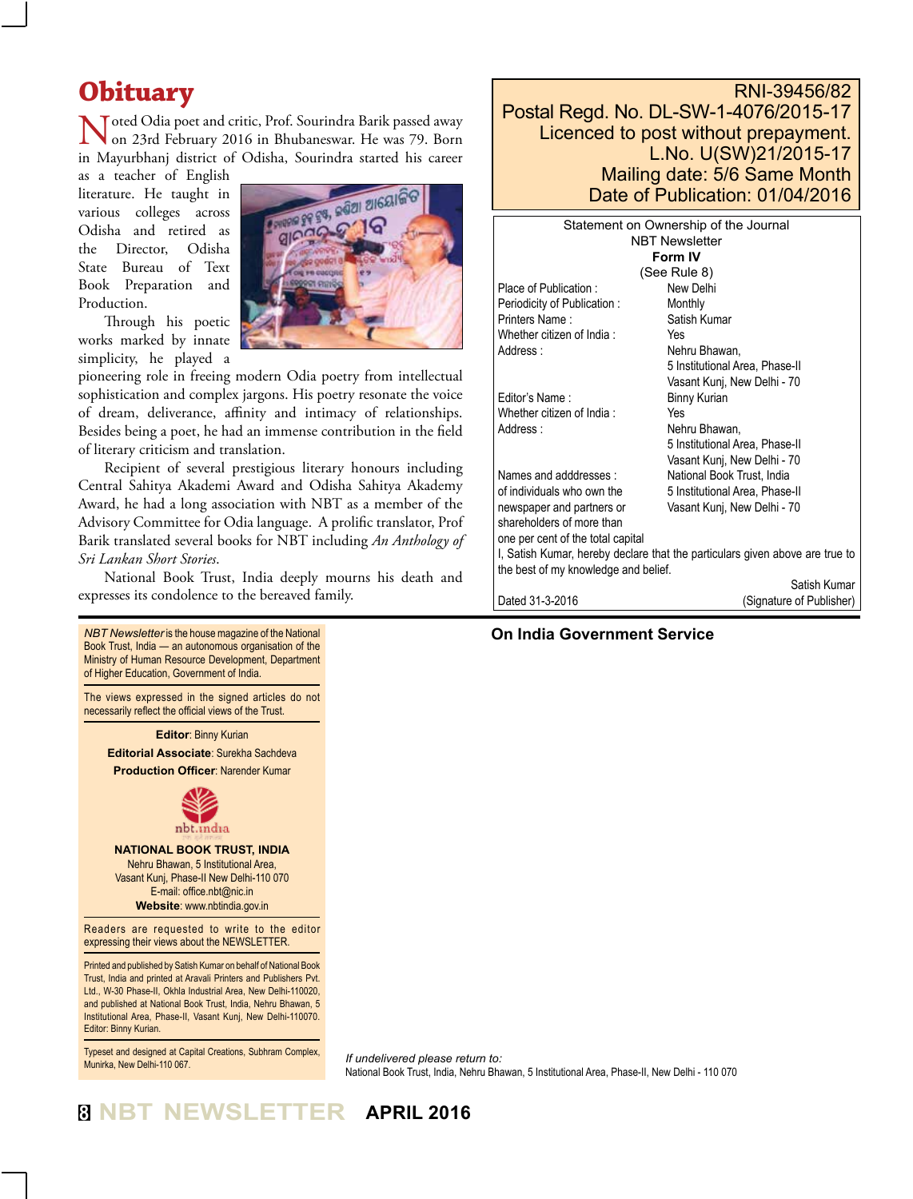# Obituary

Noted Odia poet and critic, Prof. Sourindra Barik passed away on 23rd February 2016 in Bhubaneswar. He was 79. Born in Mayurbhanj district of Odisha, Sourindra started his career as a teacher of English literature. He taught in various colleges across Odisha and retired as the Director, Odisha State Bureau of Text Book Preparation and Production.

Through his poetic works marked by innate simplicity, he played a pioneering role in freeing modern Odia poetry from intellectual sophistication and complex jargons. His poetry resonate the voice of dream, deliverance, affinity and intimacy of relationships. Besides being a poet, he had an immense contribution in the field of literary criticism and translation.

Recipient of several prestigious literary honours including Central Sahitya Akademi Award and Odisha Sahitya Akademy Award, he had a long association with NBT as a member of the Advisory Committee for Odia language. A prolific translator, Prof Barik translated several books for NBT including *An Anthology of Sri Lankan Short Stories*.

National Book Trust, India deeply mourns his death and expresses its condolence to the bereaved family.

RNI-39456/82
Postal Regd. No. DL-SW-1-4076/2015-17
Licenced to post without prepayment.
L.No. U(SW)21/2015-17
Mailing date: 5/6 Same Month
Date of Publication: 01/04/2016

Statement on Ownership of the Journal
NBT Newsletter
**Form IV**
(See Rule 8)

| | |
|---|---|
| Place of Publication : | New Delhi |
| Periodicity of Publication : | Monthly |
| Printers Name : | Satish Kumar |
| Whether citizen of India : | Yes |
| Address : | Nehru Bhawan, 5 Institutional Area, Phase-II Vasant Kunj, New Delhi - 70 |
| Editor's Name : | Binny Kurian |
| Whether citizen of India : | Yes |
| Address : | Nehru Bhawan, 5 Institutional Area, Phase-II Vasant Kunj, New Delhi - 70 |
| Names and adddresses : of individuals who own the newspaper and partners or shareholders of more than one per cent of the total capital | National Book Trust, India 5 Institutional Area, Phase-II Vasant Kunj, New Delhi - 70 |

I, Satish Kumar, hereby declare that the particulars given above are true to the best of my knowledge and belief.

Satish Kumar
(Signature of Publisher)

Dated 31-3-2016

*NBT Newsletter* is the house magazine of the National Book Trust, India — an autonomous organisation of the Ministry of Human Resource Development, Department of Higher Education, Government of India.

The views expressed in the signed articles do not necessarily reflect the official views of the Trust.

**Editor**: Binny Kurian
**Editorial Associate**: Surekha Sachdeva
**Production Officer**: Narender Kumar

nbt.india

**NATIONAL BOOK TRUST, INDIA**
Nehru Bhawan, 5 Institutional Area,
Vasant Kunj, Phase-II New Delhi-110 070
E-mail: office.nbt@nic.in
**Website**: www.nbtindia.gov.in

Readers are requested to write to the editor expressing their views about the NEWSLETTER.

Printed and published by Satish Kumar on behalf of National Book Trust, India and printed at Aravali Printers and Publishers Pvt. Ltd., W-30 Phase-II, Okhla Industrial Area, New Delhi-110020, and published at National Book Trust, India, Nehru Bhawan, 5 Institutional Area, Phase-II, Vasant Kunj, New Delhi-110070. Editor: Binny Kurian.

Typeset and designed at Capital Creations, Subhram Complex, Munirka, New Delhi-110 067.

**On India Government Service**

*If undelivered please return to:*
National Book Trust, India, Nehru Bhawan, 5 Institutional Area, Phase-II, New Delhi - 110 070